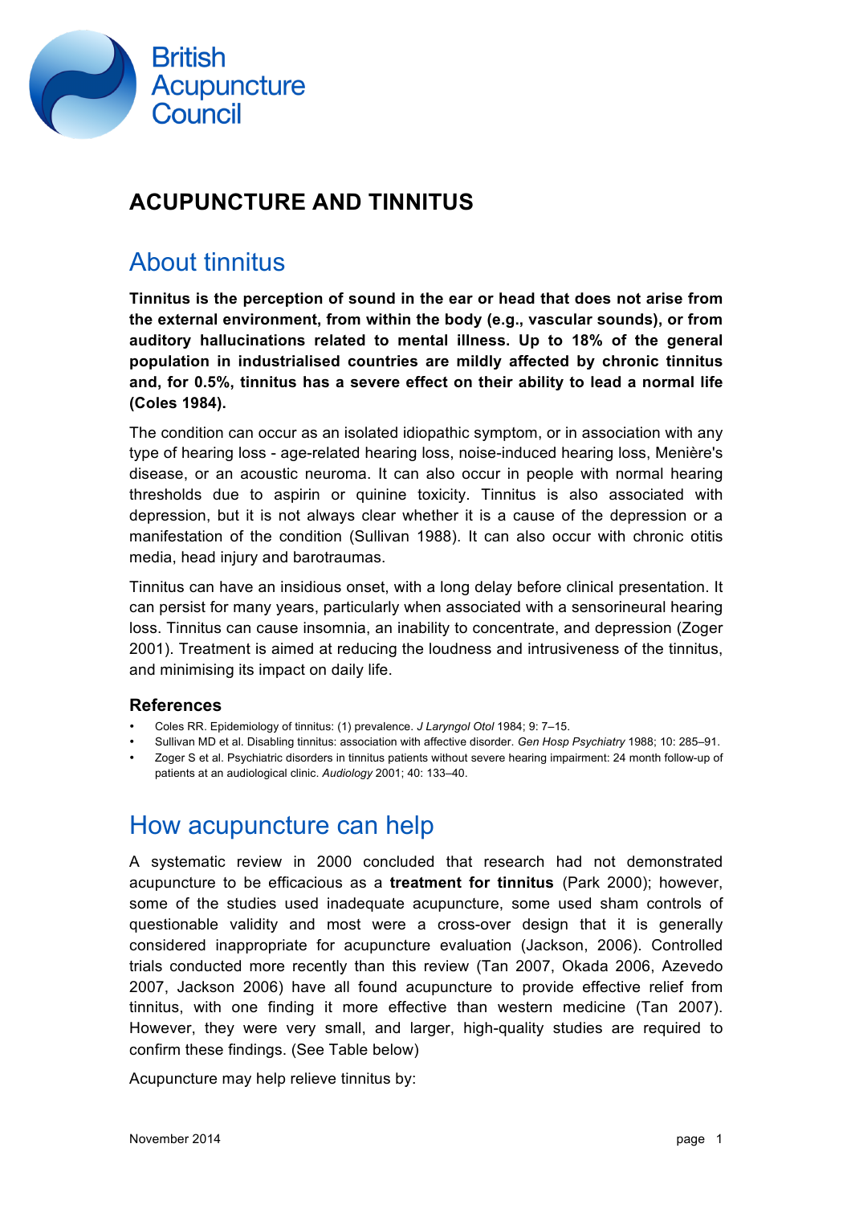British Acupuncture Council

# ACUPUNCTURE AND TINNITUS

## About tinnitus

**Tinnitus is the perception of sound in the ear or head that does not arise from the external environment, from within the body (e.g., vascular sounds), or from auditory hallucinations related to mental illness. Up to 18% of the general population in industrialised countries are mildly affected by chronic tinnitus and, for 0.5%, tinnitus has a severe effect on their ability to lead a normal life (Coles 1984).**

The condition can occur as an isolated idiopathic symptom, or in association with any type of hearing loss - age-related hearing loss, noise-induced hearing loss, Menière's disease, or an acoustic neuroma. It can also occur in people with normal hearing thresholds due to aspirin or quinine toxicity. Tinnitus is also associated with depression, but it is not always clear whether it is a cause of the depression or a manifestation of the condition (Sullivan 1988). It can also occur with chronic otitis media, head injury and barotraumas.

Tinnitus can have an insidious onset, with a long delay before clinical presentation. It can persist for many years, particularly when associated with a sensorineural hearing loss. Tinnitus can cause insomnia, an inability to concentrate, and depression (Zoger 2001). Treatment is aimed at reducing the loudness and intrusiveness of the tinnitus, and minimising its impact on daily life.

### References

- Coles RR. Epidemiology of tinnitus: (1) prevalence. *J Laryngol Otol* 1984; 9: 7–15.
- Sullivan MD et al. Disabling tinnitus: association with affective disorder. *Gen Hosp Psychiatry* 1988; 10: 285–91.
- Zoger S et al. Psychiatric disorders in tinnitus patients without severe hearing impairment: 24 month follow-up of patients at an audiological clinic. *Audiology* 2001; 40: 133–40.

## How acupuncture can help

A systematic review in 2000 concluded that research had not demonstrated acupuncture to be efficacious as a **treatment for tinnitus** (Park 2000); however, some of the studies used inadequate acupuncture, some used sham controls of questionable validity and most were a cross-over design that it is generally considered inappropriate for acupuncture evaluation (Jackson, 2006). Controlled trials conducted more recently than this review (Tan 2007, Okada 2006, Azevedo 2007, Jackson 2006) have all found acupuncture to provide effective relief from tinnitus, with one finding it more effective than western medicine (Tan 2007). However, they were very small, and larger, high-quality studies are required to confirm these findings. (See Table below)

Acupuncture may help relieve tinnitus by: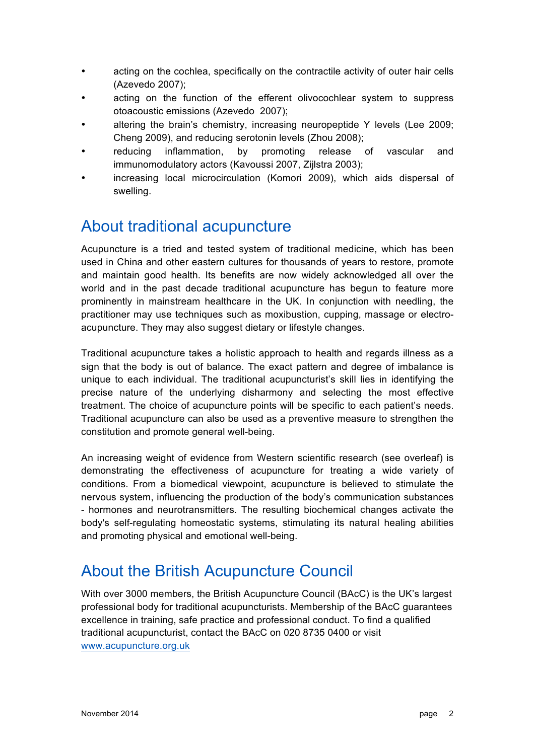- acting on the cochlea, specifically on the contractile activity of outer hair cells (Azevedo 2007);
- acting on the function of the efferent olivocochlear system to suppress otoacoustic emissions (Azevedo 2007);
- altering the brain's chemistry, increasing neuropeptide Y levels (Lee 2009; Cheng 2009), and reducing serotonin levels (Zhou 2008);
- reducing inflammation, by promoting release of vascular and immunomodulatory actors (Kavoussi 2007, Zijlstra 2003);
- increasing local microcirculation (Komori 2009), which aids dispersal of swelling.

## About traditional acupuncture

Acupuncture is a tried and tested system of traditional medicine, which has been used in China and other eastern cultures for thousands of years to restore, promote and maintain good health. Its benefits are now widely acknowledged all over the world and in the past decade traditional acupuncture has begun to feature more prominently in mainstream healthcare in the UK. In conjunction with needling, the practitioner may use techniques such as moxibustion, cupping, massage or electro-acupuncture. They may also suggest dietary or lifestyle changes.

Traditional acupuncture takes a holistic approach to health and regards illness as a sign that the body is out of balance. The exact pattern and degree of imbalance is unique to each individual. The traditional acupuncturist's skill lies in identifying the precise nature of the underlying disharmony and selecting the most effective treatment. The choice of acupuncture points will be specific to each patient's needs. Traditional acupuncture can also be used as a preventive measure to strengthen the constitution and promote general well-being.

An increasing weight of evidence from Western scientific research (see overleaf) is demonstrating the effectiveness of acupuncture for treating a wide variety of conditions. From a biomedical viewpoint, acupuncture is believed to stimulate the nervous system, influencing the production of the body's communication substances - hormones and neurotransmitters. The resulting biochemical changes activate the body's self-regulating homeostatic systems, stimulating its natural healing abilities and promoting physical and emotional well-being.

## About the British Acupuncture Council

With over 3000 members, the British Acupuncture Council (BAcC) is the UK's largest professional body for traditional acupuncturists. Membership of the BAcC guarantees excellence in training, safe practice and professional conduct. To find a qualified traditional acupuncturist, contact the BAcC on 020 8735 0400 or visit www.acupuncture.org.uk

November 2014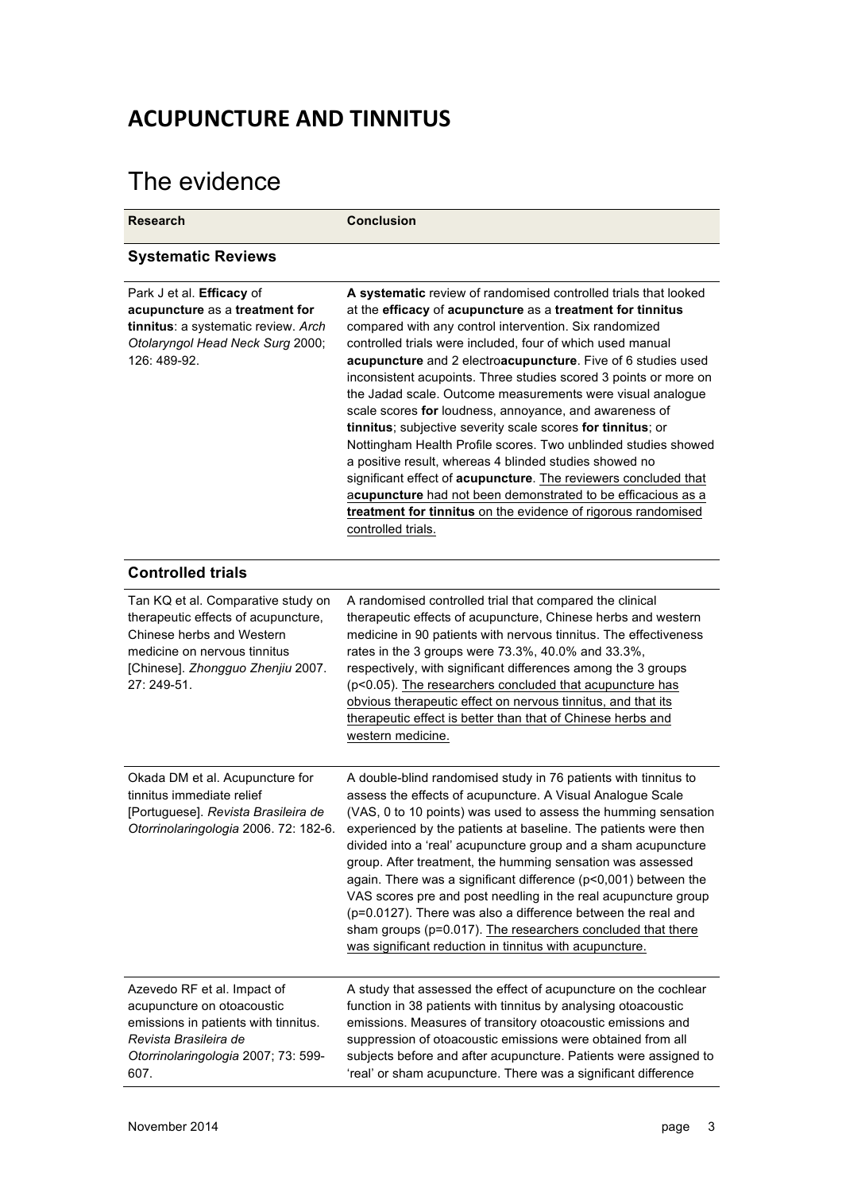## ACUPUNCTURE AND TINNITUS

# The evidence

| Research | Conclusion |
|---|---|
| **Systematic Reviews** | |
| Park J et al. **Efficacy** of **acupuncture** as a **treatment for tinnitus**: a systematic review. *Arch Otolaryngol Head Neck Surg* 2000; 126: 489-92. | **A systematic** review of randomised controlled trials that looked at the **efficacy** of **acupuncture** as a **treatment for tinnitus** compared with any control intervention. Six randomized controlled trials were included, four of which used manual **acupuncture** and 2 electro**acupuncture**. Five of 6 studies used inconsistent acupoints. Three studies scored 3 points or more on the Jadad scale. Outcome measurements were visual analogue scale scores **for** loudness, annoyance, and awareness of **tinnitus**; subjective severity scale scores **for tinnitus**; or Nottingham Health Profile scores. Two unblinded studies showed a positive result, whereas 4 blinded studies showed no significant effect of **acupuncture**. The reviewers concluded that a**cupuncture** had not been demonstrated to be efficacious as a **treatment for tinnitus** on the evidence of rigorous randomised controlled trials. |
| **Controlled trials** | |
| Tan KQ et al. Comparative study on therapeutic effects of acupuncture, Chinese herbs and Western medicine on nervous tinnitus [Chinese]. *Zhongguo Zhenjiu* 2007. 27: 249-51. | A randomised controlled trial that compared the clinical therapeutic effects of acupuncture, Chinese herbs and western medicine in 90 patients with nervous tinnitus. The effectiveness rates in the 3 groups were 73.3%, 40.0% and 33.3%, respectively, with significant differences among the 3 groups ($p<0.05$). The researchers concluded that acupuncture has obvious therapeutic effect on nervous tinnitus, and that its therapeutic effect is better than that of Chinese herbs and western medicine. |
| Okada DM et al. Acupuncture for tinnitus immediate relief [Portuguese]. *Revista Brasileira de Otorrinolaringologia* 2006. 72: 182-6. | A double-blind randomised study in 76 patients with tinnitus to assess the effects of acupuncture. A Visual Analogue Scale (VAS, 0 to 10 points) was used to assess the humming sensation experienced by the patients at baseline. The patients were then divided into a 'real' acupuncture group and a sham acupuncture group. After treatment, the humming sensation was assessed again. There was a significant difference ($p<0,001$) between the VAS scores pre and post needling in the real acupuncture group ($p=0.0127$). There was also a difference between the real and sham groups ($p=0.017$). The researchers concluded that there was significant reduction in tinnitus with acupuncture. |
| Azevedo RF et al. Impact of acupuncture on otoacoustic emissions in patients with tinnitus. *Revista Brasileira de Otorrinolaringologia* 2007; 73: 599-607. | A study that assessed the effect of acupuncture on the cochlear function in 38 patients with tinnitus by analysing otoacoustic emissions. Measures of transitory otoacoustic emissions and suppression of otoacoustic emissions were obtained from all subjects before and after acupuncture. Patients were assigned to 'real' or sham acupuncture. There was a significant difference |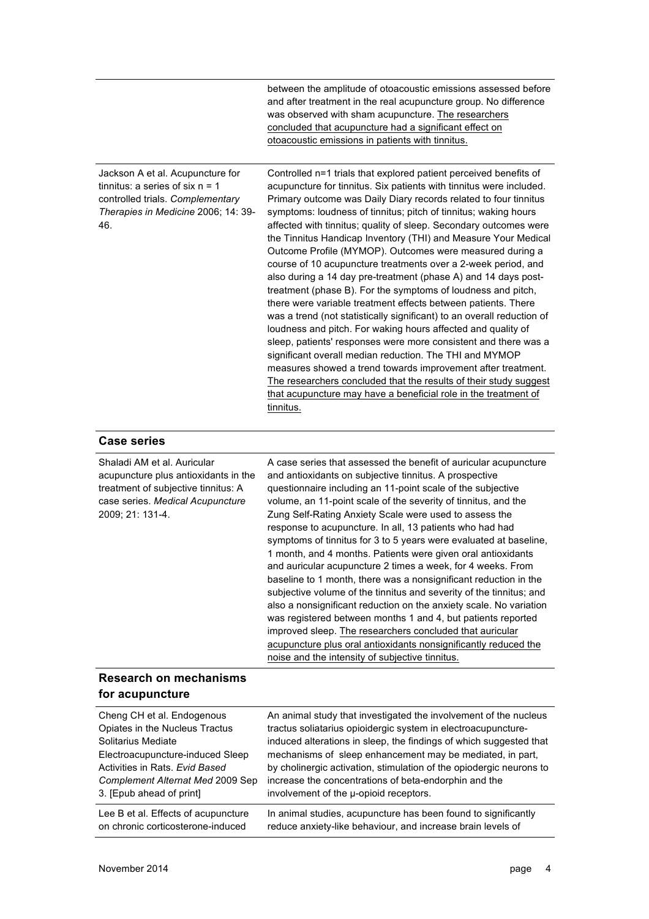| | |
|---|---|
| | between the amplitude of otoacoustic emissions assessed before and after treatment in the real acupuncture group. No difference was observed with sham acupuncture. The researchers concluded that acupuncture had a significant effect on otoacoustic emissions in patients with tinnitus. |
| Jackson A et al. Acupuncture for tinnitus: a series of six n = 1 controlled trials. *Complementary Therapies in Medicine* 2006; 14: 39-46. | Controlled n=1 trials that explored patient perceived benefits of acupuncture for tinnitus. Six patients with tinnitus were included. Primary outcome was Daily Diary records related to four tinnitus symptoms: loudness of tinnitus; pitch of tinnitus; waking hours affected with tinnitus; quality of sleep. Secondary outcomes were the Tinnitus Handicap Inventory (THI) and Measure Your Medical Outcome Profile (MYMOP). Outcomes were measured during a course of 10 acupuncture treatments over a 2-week period, and also during a 14 day pre-treatment (phase A) and 14 days post-treatment (phase B). For the symptoms of loudness and pitch, there were variable treatment effects between patients. There was a trend (not statistically significant) to an overall reduction of loudness and pitch. For waking hours affected and quality of sleep, patients' responses were more consistent and there was a significant overall median reduction. The THI and MYMOP measures showed a trend towards improvement after treatment. The researchers concluded that the results of their study suggest that acupuncture may have a beneficial role in the treatment of tinnitus. |

## Case series

| | |
|---|---|
| Shaladi AM et al. Auricular acupuncture plus antioxidants in the treatment of subjective tinnitus: A case series. *Medical Acupuncture* 2009; 21: 131-4. | A case series that assessed the benefit of auricular acupuncture and antioxidants on subjective tinnitus. A prospective questionnaire including an 11-point scale of the subjective volume, an 11-point scale of the severity of tinnitus, and the Zung Self-Rating Anxiety Scale were used to assess the response to acupuncture. In all, 13 patients who had had symptoms of tinnitus for 3 to 5 years were evaluated at baseline, 1 month, and 4 months. Patients were given oral antioxidants and auricular acupuncture 2 times a week, for 4 weeks. From baseline to 1 month, there was a nonsignificant reduction in the subjective volume of the tinnitus and severity of the tinnitus; and also a nonsignificant reduction on the anxiety scale. No variation was registered between months 1 and 4, but patients reported improved sleep. The researchers concluded that auricular acupuncture plus oral antioxidants nonsignificantly reduced the noise and the intensity of subjective tinnitus. |

## Research on mechanisms for acupuncture

| | |
|---|---|
| Cheng CH et al. Endogenous Opiates in the Nucleus Tractus Solitarius Mediate Electroacupuncture-induced Sleep Activities in Rats. *Evid Based Complement Alternat Med* 2009 Sep 3. [Epub ahead of print] | An animal study that investigated the involvement of the nucleus tractus soliatarius opioidergic system in electroacupuncture-induced alterations in sleep, the findings of which suggested that mechanisms of sleep enhancement may be mediated, in part, by cholinergic activation, stimulation of the opiodergic neurons to increase the concentrations of beta-endorphin and the involvement of the μ-opioid receptors. |
| Lee B et al. Effects of acupuncture on chronic corticosterone-induced | In animal studies, acupuncture has been found to significantly reduce anxiety-like behaviour, and increase brain levels of |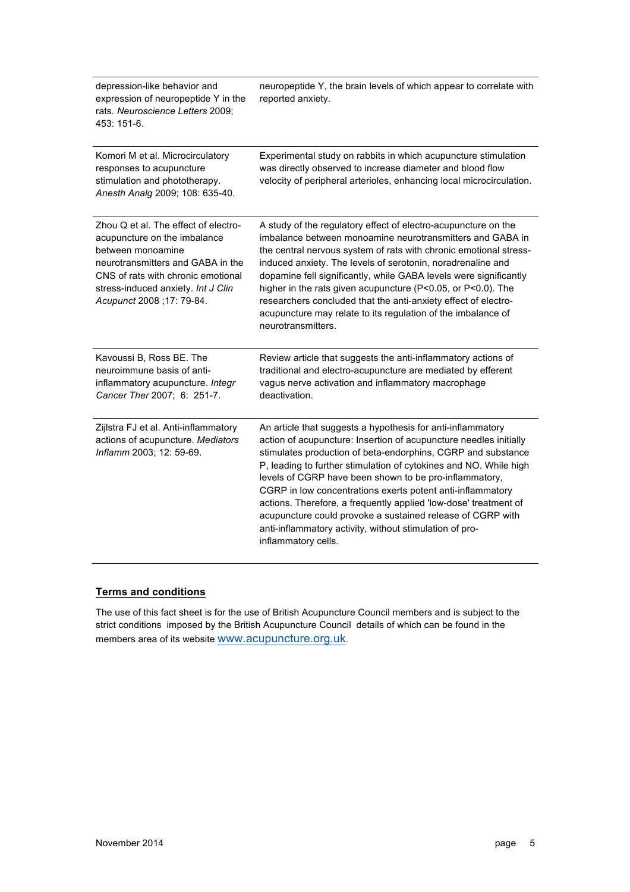| | |
|---|---|
| depression-like behavior and expression of neuropeptide Y in the rats. *Neuroscience Letters* 2009; 453: 151-6. | neuropeptide Y, the brain levels of which appear to correlate with reported anxiety. |
| Komori M et al. Microcirculatory responses to acupuncture stimulation and phototherapy. *Anesth Analg* 2009; 108: 635-40. | Experimental study on rabbits in which acupuncture stimulation was directly observed to increase diameter and blood flow velocity of peripheral arterioles, enhancing local microcirculation. |
| Zhou Q et al. The effect of electro-acupuncture on the imbalance between monoamine neurotransmitters and GABA in the CNS of rats with chronic emotional stress-induced anxiety. *Int J Clin Acupunct* 2008 ;17: 79-84. | A study of the regulatory effect of electro-acupuncture on the imbalance between monoamine neurotransmitters and GABA in the central nervous system of rats with chronic emotional stress-induced anxiety. The levels of serotonin, noradrenaline and dopamine fell significantly, while GABA levels were significantly higher in the rats given acupuncture ($P<0.05$, or $P<0.0$). The researchers concluded that the anti-anxiety effect of electro-acupuncture may relate to its regulation of the imbalance of neurotransmitters. |
| Kavoussi B, Ross BE. The neuroimmune basis of anti-inflammatory acupuncture. *Integr Cancer Ther* 2007; 6: 251-7. | Review article that suggests the anti-inflammatory actions of traditional and electro-acupuncture are mediated by efferent vagus nerve activation and inflammatory macrophage deactivation. |
| Zijlstra FJ et al. Anti-inflammatory actions of acupuncture. *Mediators Inflamm* 2003; 12: 59-69. | An article that suggests a hypothesis for anti-inflammatory action of acupuncture: Insertion of acupuncture needles initially stimulates production of beta-endorphins, CGRP and substance P, leading to further stimulation of cytokines and NO. While high levels of CGRP have been shown to be pro-inflammatory, CGRP in low concentrations exerts potent anti-inflammatory actions. Therefore, a frequently applied 'low-dose' treatment of acupuncture could provoke a sustained release of CGRP with anti-inflammatory activity, without stimulation of pro-inflammatory cells. |

**Terms and conditions**

The use of this fact sheet is for the use of British Acupuncture Council members and is subject to the strict conditions imposed by the British Acupuncture Council details of which can be found in the members area of its website www.acupuncture.org.uk.

November 2014